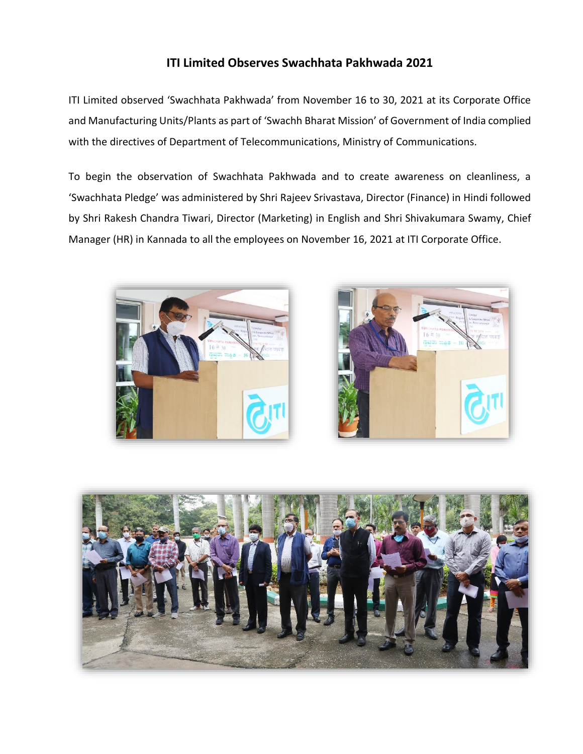# ITI Limited Observes Swachhata Pakhwada 2021

ITI Limited observed 'Swachhata Pakhwada' from November 16 to 30, 2021 at its Corporate Office and Manufacturing Units/Plants as part of 'Swachh Bharat Mission' of Government of India complied with the directives of Department of Telecommunications, Ministry of Communications.

To begin the observation of Swachhata Pakhwada and to create awareness on cleanliness, a 'Swachhata Pledge' was administered by Shri Rajeev Srivastava, Director (Finance) in Hindi followed by Shri Rakesh Chandra Tiwari, Director (Marketing) in English and Shri Shivakumara Swamy, Chief Manager (HR) in Kannada to all the employees on November 16, 2021 at ITI Corporate Office.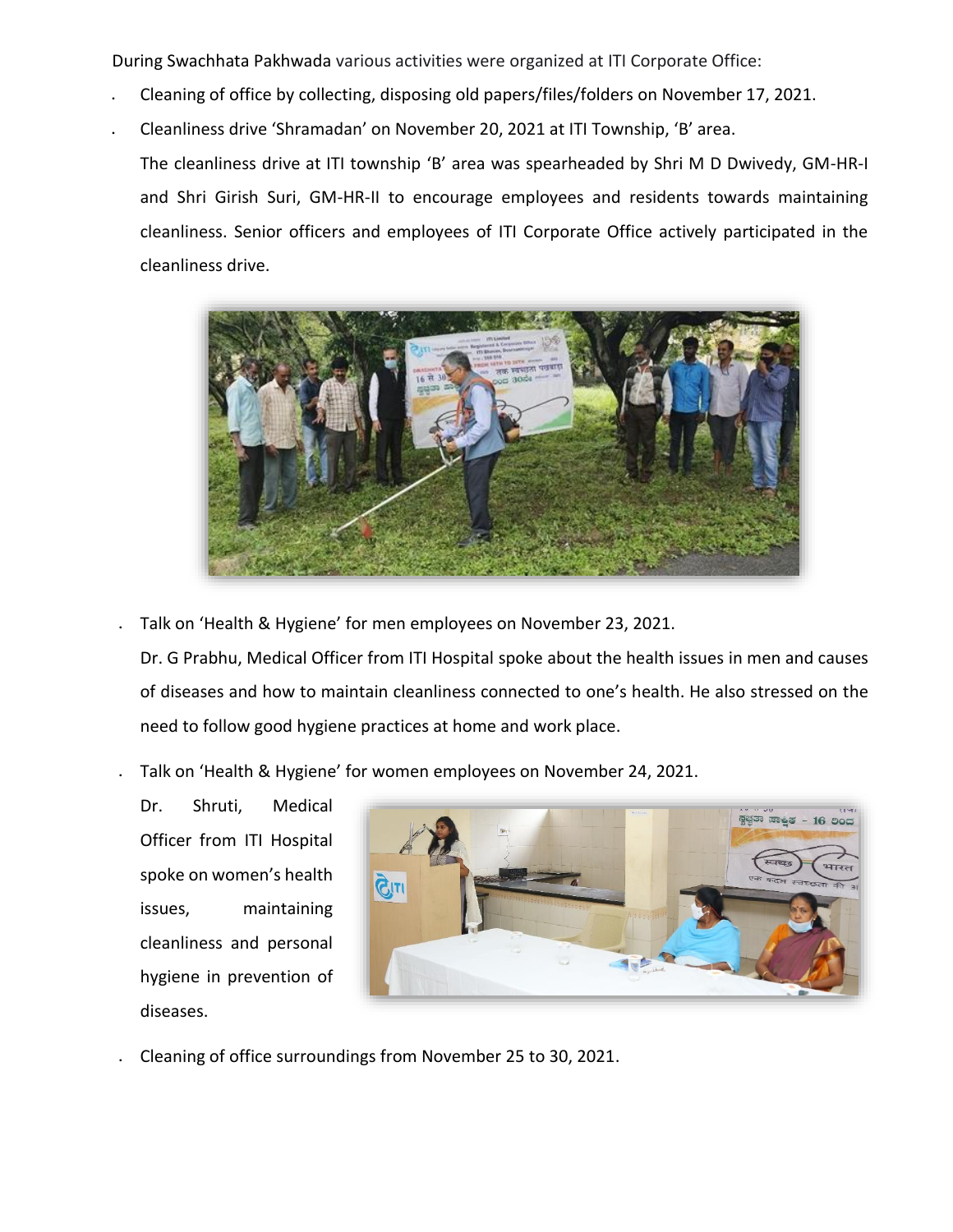During Swachhata Pakhwada various activities were organized at ITI Corporate Office:

- Cleaning of office by collecting, disposing old papers/files/folders on November 17, 2021.
- Cleanliness drive 'Shramadan' on November 20, 2021 at ITI Township, 'B' area.

  The cleanliness drive at ITI township 'B' area was spearheaded by Shri M D Dwivedy, GM-HR-I and Shri Girish Suri, GM-HR-II to encourage employees and residents towards maintaining cleanliness. Senior officers and employees of ITI Corporate Office actively participated in the cleanliness drive.

- Talk on 'Health & Hygiene' for men employees on November 23, 2021.

  Dr. G Prabhu, Medical Officer from ITI Hospital spoke about the health issues in men and causes of diseases and how to maintain cleanliness connected to one's health. He also stressed on the need to follow good hygiene practices at home and work place.

- Talk on 'Health & Hygiene' for women employees on November 24, 2021.

  Dr. Shruti, Medical Officer from ITI Hospital spoke on women's health issues, maintaining cleanliness and personal hygiene in prevention of diseases.

- Cleaning of office surroundings from November 25 to 30, 2021.